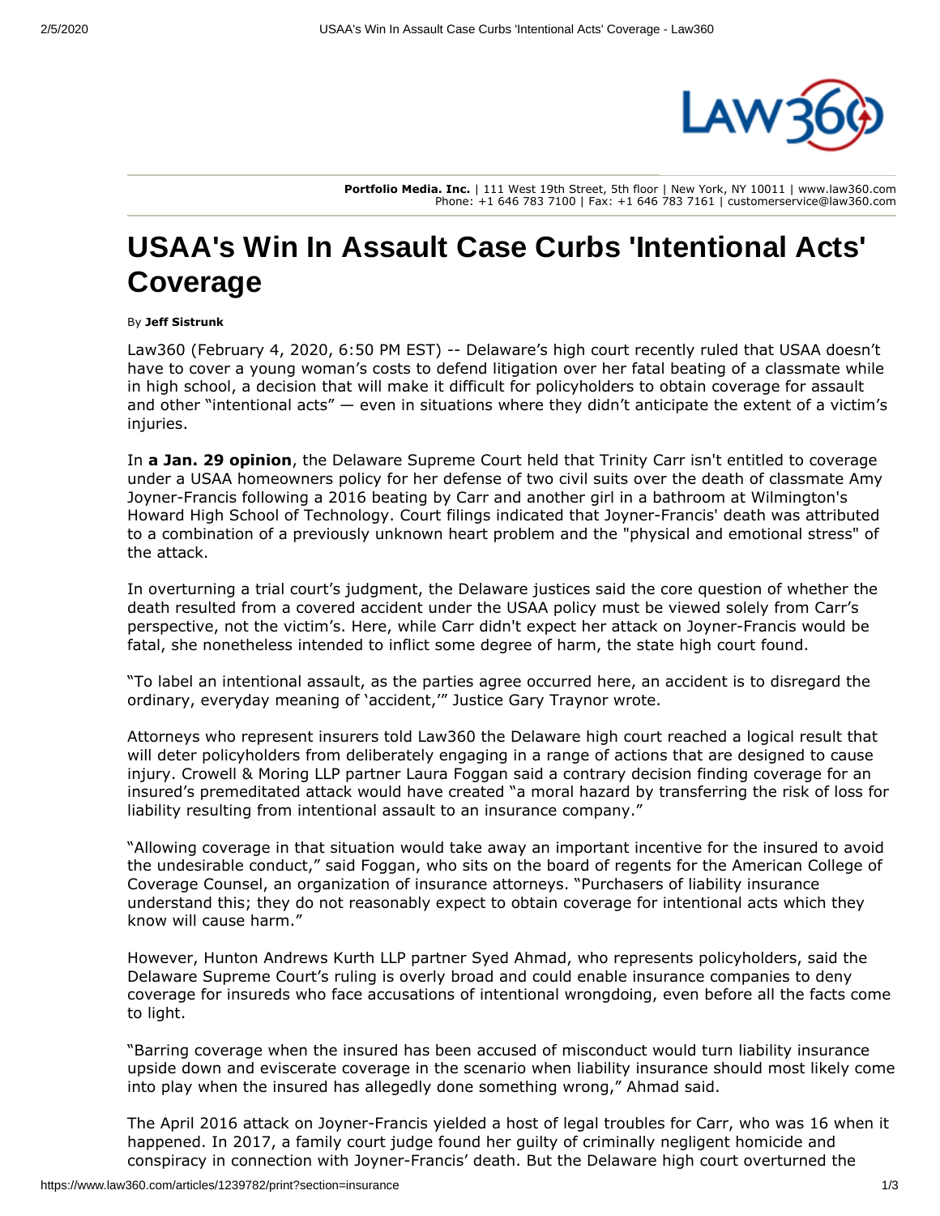Portfolio Media. Inc. | 111 West 19th Street, 5th floor | New York, NY 10011 | www.law360.com
Phone: +1 646 783 7100 | Fax: +1 646 783 7161 | customerservice@law360.com

# USAA's Win In Assault Case Curbs 'Intentional Acts' Coverage

By **Jeff Sistrunk**

Law360 (February 4, 2020, 6:50 PM EST) -- Delaware's high court recently ruled that USAA doesn't have to cover a young woman's costs to defend litigation over her fatal beating of a classmate while in high school, a decision that will make it difficult for policyholders to obtain coverage for assault and other "intentional acts" — even in situations where they didn't anticipate the extent of a victim's injuries.

In **a Jan. 29 opinion**, the Delaware Supreme Court held that Trinity Carr isn't entitled to coverage under a USAA homeowners policy for her defense of two civil suits over the death of classmate Amy Joyner-Francis following a 2016 beating by Carr and another girl in a bathroom at Wilmington's Howard High School of Technology. Court filings indicated that Joyner-Francis' death was attributed to a combination of a previously unknown heart problem and the "physical and emotional stress" of the attack.

In overturning a trial court's judgment, the Delaware justices said the core question of whether the death resulted from a covered accident under the USAA policy must be viewed solely from Carr's perspective, not the victim's. Here, while Carr didn't expect her attack on Joyner-Francis would be fatal, she nonetheless intended to inflict some degree of harm, the state high court found.

"To label an intentional assault, as the parties agree occurred here, an accident is to disregard the ordinary, everyday meaning of 'accident,'" Justice Gary Traynor wrote.

Attorneys who represent insurers told Law360 the Delaware high court reached a logical result that will deter policyholders from deliberately engaging in a range of actions that are designed to cause injury. Crowell & Moring LLP partner Laura Foggan said a contrary decision finding coverage for an insured's premeditated attack would have created "a moral hazard by transferring the risk of loss for liability resulting from intentional assault to an insurance company."

"Allowing coverage in that situation would take away an important incentive for the insured to avoid the undesirable conduct," said Foggan, who sits on the board of regents for the American College of Coverage Counsel, an organization of insurance attorneys. "Purchasers of liability insurance understand this; they do not reasonably expect to obtain coverage for intentional acts which they know will cause harm."

However, Hunton Andrews Kurth LLP partner Syed Ahmad, who represents policyholders, said the Delaware Supreme Court's ruling is overly broad and could enable insurance companies to deny coverage for insureds who face accusations of intentional wrongdoing, even before all the facts come to light.

"Barring coverage when the insured has been accused of misconduct would turn liability insurance upside down and eviscerate coverage in the scenario when liability insurance should most likely come into play when the insured has allegedly done something wrong," Ahmad said.

The April 2016 attack on Joyner-Francis yielded a host of legal troubles for Carr, who was 16 when it happened. In 2017, a family court judge found her guilty of criminally negligent homicide and conspiracy in connection with Joyner-Francis' death. But the Delaware high court overturned the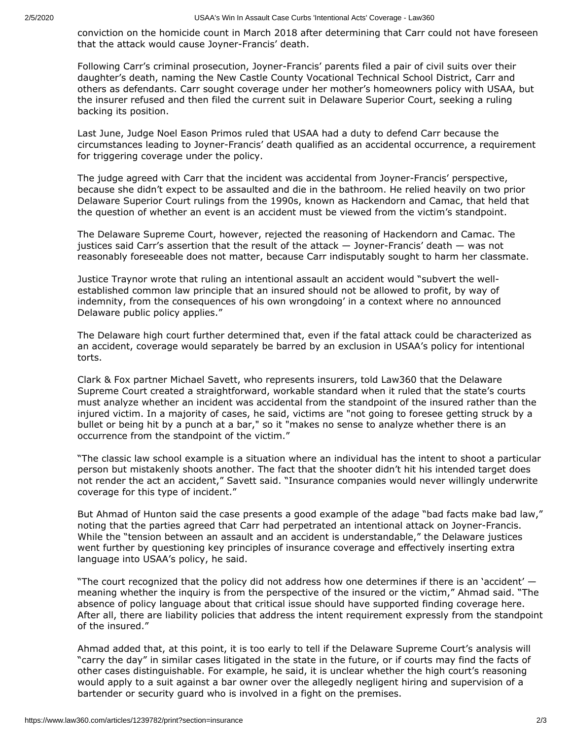conviction on the homicide count in March 2018 after determining that Carr could not have foreseen that the attack would cause Joyner-Francis' death.

Following Carr's criminal prosecution, Joyner-Francis' parents filed a pair of civil suits over their daughter's death, naming the New Castle County Vocational Technical School District, Carr and others as defendants. Carr sought coverage under her mother's homeowners policy with USAA, but the insurer refused and then filed the current suit in Delaware Superior Court, seeking a ruling backing its position.

Last June, Judge Noel Eason Primos ruled that USAA had a duty to defend Carr because the circumstances leading to Joyner-Francis' death qualified as an accidental occurrence, a requirement for triggering coverage under the policy.

The judge agreed with Carr that the incident was accidental from Joyner-Francis' perspective, because she didn't expect to be assaulted and die in the bathroom. He relied heavily on two prior Delaware Superior Court rulings from the 1990s, known as Hackendorn and Camac, that held that the question of whether an event is an accident must be viewed from the victim's standpoint.

The Delaware Supreme Court, however, rejected the reasoning of Hackendorn and Camac. The justices said Carr's assertion that the result of the attack — Joyner-Francis' death — was not reasonably foreseeable does not matter, because Carr indisputably sought to harm her classmate.

Justice Traynor wrote that ruling an intentional assault an accident would "subvert the well-established common law principle that an insured should not be allowed to profit, by way of indemnity, from the consequences of his own wrongdoing' in a context where no announced Delaware public policy applies."

The Delaware high court further determined that, even if the fatal attack could be characterized as an accident, coverage would separately be barred by an exclusion in USAA's policy for intentional torts.

Clark & Fox partner Michael Savett, who represents insurers, told Law360 that the Delaware Supreme Court created a straightforward, workable standard when it ruled that the state's courts must analyze whether an incident was accidental from the standpoint of the insured rather than the injured victim. In a majority of cases, he said, victims are "not going to foresee getting struck by a bullet or being hit by a punch at a bar," so it "makes no sense to analyze whether there is an occurrence from the standpoint of the victim."

"The classic law school example is a situation where an individual has the intent to shoot a particular person but mistakenly shoots another. The fact that the shooter didn't hit his intended target does not render the act an accident," Savett said. "Insurance companies would never willingly underwrite coverage for this type of incident."

But Ahmad of Hunton said the case presents a good example of the adage "bad facts make bad law," noting that the parties agreed that Carr had perpetrated an intentional attack on Joyner-Francis. While the "tension between an assault and an accident is understandable," the Delaware justices went further by questioning key principles of insurance coverage and effectively inserting extra language into USAA's policy, he said.

"The court recognized that the policy did not address how one determines if there is an 'accident' — meaning whether the inquiry is from the perspective of the insured or the victim," Ahmad said. "The absence of policy language about that critical issue should have supported finding coverage here. After all, there are liability policies that address the intent requirement expressly from the standpoint of the insured."

Ahmad added that, at this point, it is too early to tell if the Delaware Supreme Court's analysis will "carry the day" in similar cases litigated in the state in the future, or if courts may find the facts of other cases distinguishable. For example, he said, it is unclear whether the high court's reasoning would apply to a suit against a bar owner over the allegedly negligent hiring and supervision of a bartender or security guard who is involved in a fight on the premises.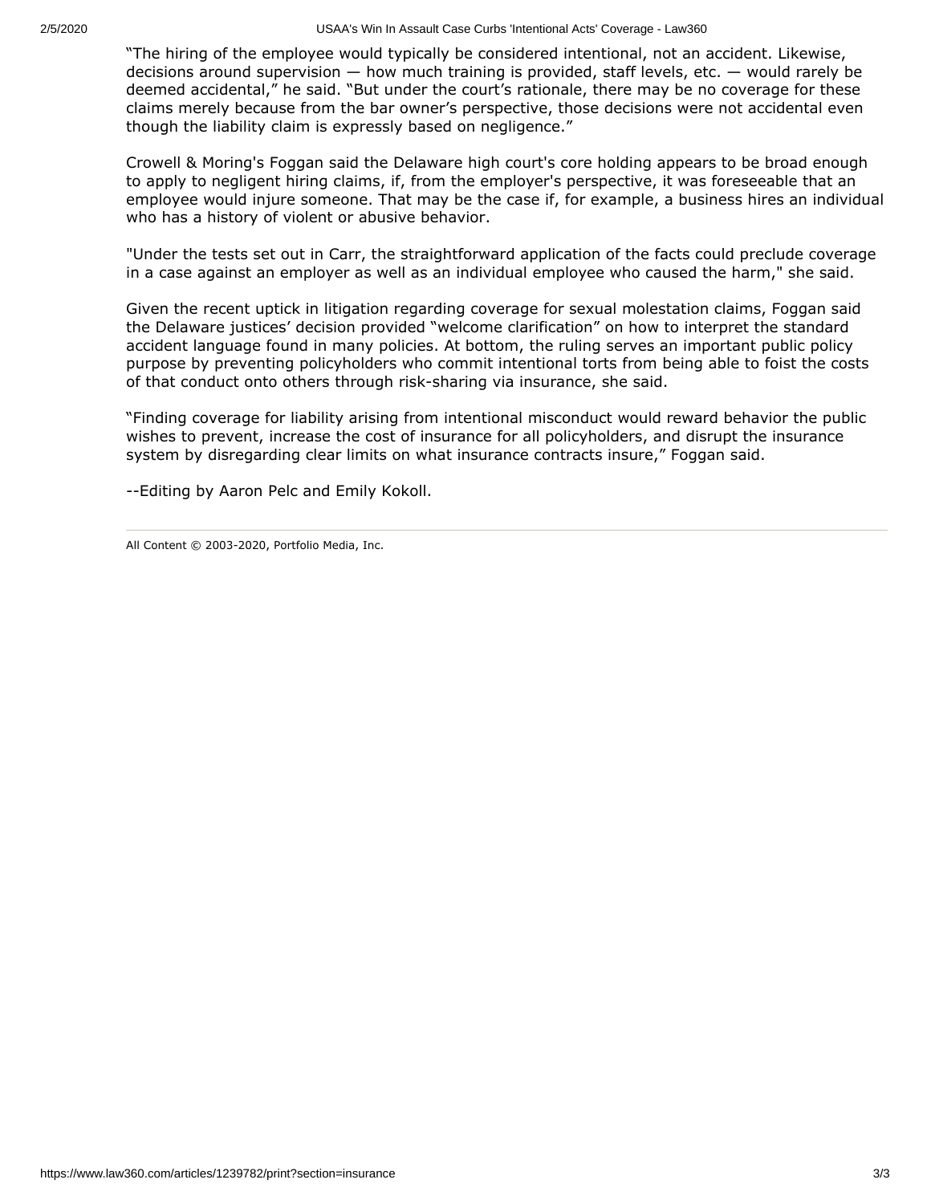"The hiring of the employee would typically be considered intentional, not an accident. Likewise, decisions around supervision — how much training is provided, staff levels, etc. — would rarely be deemed accidental," he said. "But under the court's rationale, there may be no coverage for these claims merely because from the bar owner's perspective, those decisions were not accidental even though the liability claim is expressly based on negligence."

Crowell & Moring's Foggan said the Delaware high court's core holding appears to be broad enough to apply to negligent hiring claims, if, from the employer's perspective, it was foreseeable that an employee would injure someone. That may be the case if, for example, a business hires an individual who has a history of violent or abusive behavior.

"Under the tests set out in Carr, the straightforward application of the facts could preclude coverage in a case against an employer as well as an individual employee who caused the harm," she said.

Given the recent uptick in litigation regarding coverage for sexual molestation claims, Foggan said the Delaware justices' decision provided "welcome clarification" on how to interpret the standard accident language found in many policies. At bottom, the ruling serves an important public policy purpose by preventing policyholders who commit intentional torts from being able to foist the costs of that conduct onto others through risk-sharing via insurance, she said.

"Finding coverage for liability arising from intentional misconduct would reward behavior the public wishes to prevent, increase the cost of insurance for all policyholders, and disrupt the insurance system by disregarding clear limits on what insurance contracts insure," Foggan said.

--Editing by Aaron Pelc and Emily Kokoll.

---

All Content © 2003-2020, Portfolio Media, Inc.